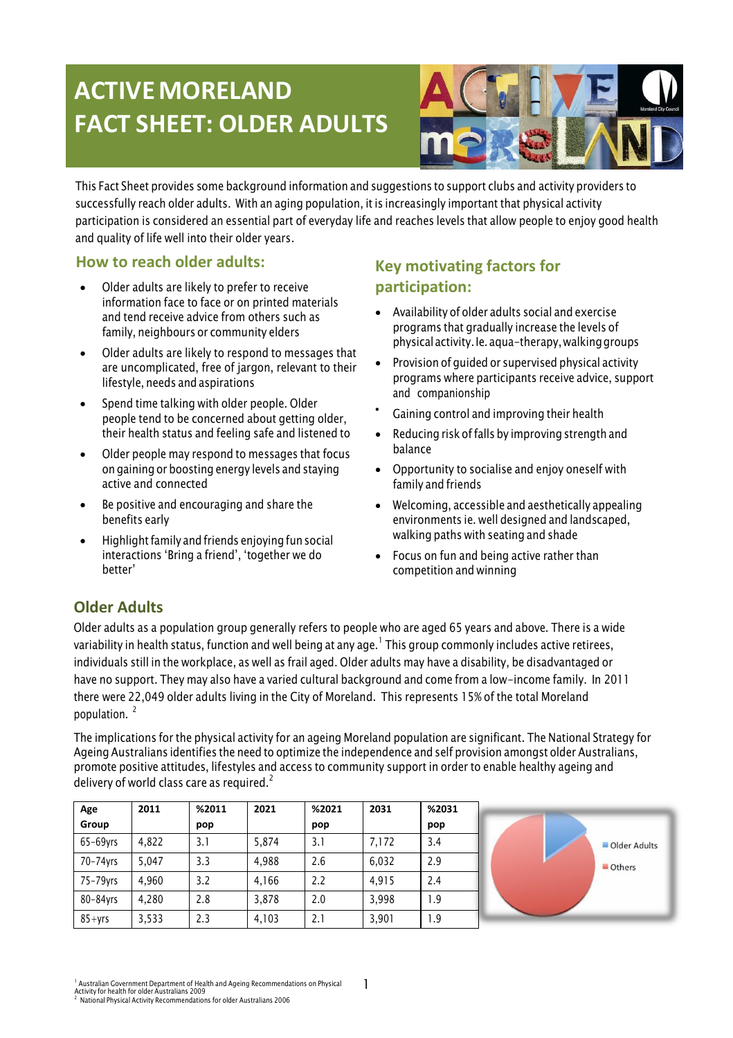# ACTIVE MORELAND FACT SHEET: OLDER ADULTS

This Fact Sheet provides some background information and suggestions to support clubs and activity providers to successfully reach older adults. With an aging population, it is increasingly important that physical activity participation is considered an essential part of everyday life and reaches levels that allow people to enjoy good health and quality of life well into their older years.

## How to reach older adults:

- Older adults are likely to prefer to receive information face to face or on printed materials and tend receive advice from others such as family, neighbours or community elders
- Older adults are likely to respond to messages that are uncomplicated, free of jargon, relevant to their lifestyle, needs and aspirations
- Spend time talking with older people. Older people tend to be concerned about getting older, their health status and feeling safe and listened to
- Older people may respond to messages that focus on gaining or boosting energy levels and staying active and connected
- Be positive and encouraging and share the benefits early
- Highlight family and friends enjoying fun social interactions 'Bring a friend', 'together we do better'

## Key motivating factors for participation:

- Availability of older adults social and exercise programs that gradually increase the levels of physical activity. Ie. aqua-therapy, walking groups
- Provision of guided or supervised physical activity programs where participants receive advice, support and companionship
- Gaining control and improving their health
- Reducing risk of falls by improving strength and balance
- Opportunity to socialise and enjoy oneself with family and friends
- Welcoming, accessible and aesthetically appealing environments ie. well designed and landscaped, walking paths with seating and shade
- Focus on fun and being active rather than competition and winning

## Older Adults

Older adults as a population group generally refers to people who are aged 65 years and above. There is a wide variability in health status, function and well being at any age.[1] This group commonly includes active retirees, individuals still in the workplace, as well as frail aged. Older adults may have a disability, be disadvantaged or have no support. They may also have a varied cultural background and come from a low-income family. In 2011 there were 22,049 older adults living in the City of Moreland. This represents 15% of the total Moreland population. [2]

The implications for the physical activity for an ageing Moreland population are significant. The National Strategy for Ageing Australians identifies the need to optimize the independence and self provision amongst older Australians, promote positive attitudes, lifestyles and access to community support in order to enable healthy ageing and delivery of world class care as required.[2]

| Age Group | 2011 | %2011 pop | 2021 | %2021 pop | 2031 | %2031 pop |
|---|---|---|---|---|---|---|
| 65-69yrs | 4,822 | 3.1 | 5,874 | 3.1 | 7,172 | 3.4 |
| 70-74yrs | 5,047 | 3.3 | 4,988 | 2.6 | 6,032 | 2.9 |
| 75-79yrs | 4,960 | 3.2 | 4,166 | 2.2 | 4,915 | 2.4 |
| 80-84yrs | 4,280 | 2.8 | 3,878 | 2.0 | 3,998 | 1.9 |
| 85+yrs | 3,533 | 2.3 | 4,103 | 2.1 | 3,901 | 1.9 |

Older Adults
Others

[1] Australian Government Department of Health and Ageing Recommendations on Physical Activity for health for older Australians 2009
[2] National Physical Activity Recommendations for older Australians 2006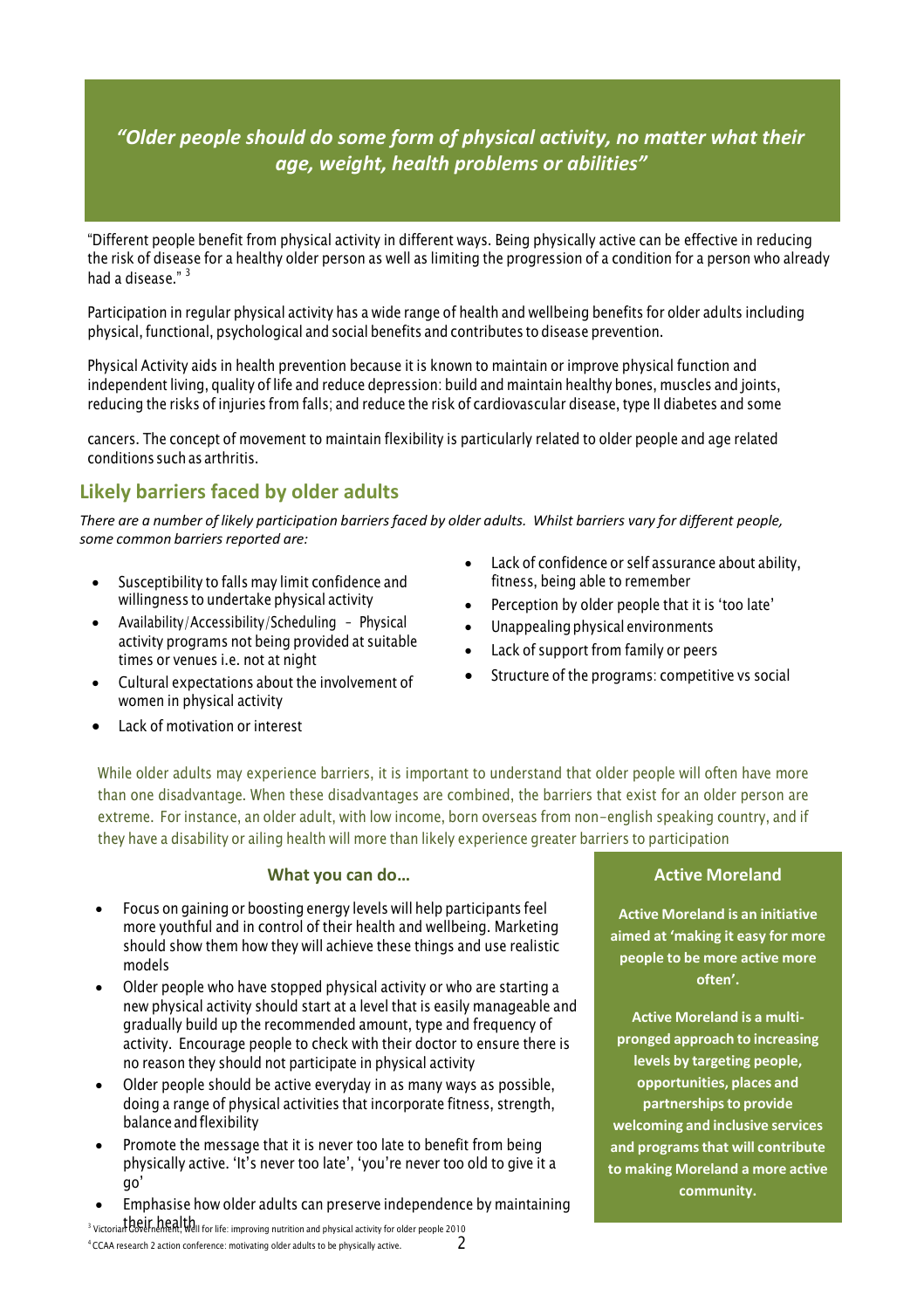***"Older people should do some form of physical activity, no matter what their age, weight, health problems or abilities"***

"Different people benefit from physical activity in different ways. Being physically active can be effective in reducing the risk of disease for a healthy older person as well as limiting the progression of a condition for a person who already had a disease." [3]

Participation in regular physical activity has a wide range of health and wellbeing benefits for older adults including physical, functional, psychological and social benefits and contributes to disease prevention.

Physical Activity aids in health prevention because it is known to maintain or improve physical function and independent living, quality of life and reduce depression: build and maintain healthy bones, muscles and joints, reducing the risks of injuries from falls; and reduce the risk of cardiovascular disease, type II diabetes and some cancers. The concept of movement to maintain flexibility is particularly related to older people and age related conditions such as arthritis.

## Likely barriers faced by older adults

*There are a number of likely participation barriers faced by older adults. Whilst barriers vary for different people, some common barriers reported are:*

- Susceptibility to falls may limit confidence and willingness to undertake physical activity
- Availability/Accessibility/Scheduling – Physical activity programs not being provided at suitable times or venues i.e. not at night
- Cultural expectations about the involvement of women in physical activity
- Lack of motivation or interest
- Lack of confidence or self assurance about ability, fitness, being able to remember
- Perception by older people that it is 'too late'
- Unappealing physical environments
- Lack of support from family or peers
- Structure of the programs: competitive vs social

While older adults may experience barriers, it is important to understand that older people will often have more than one disadvantage. When these disadvantages are combined, the barriers that exist for an older person are extreme. For instance, an older adult, with low income, born overseas from non-english speaking country, and if they have a disability or ailing health will more than likely experience greater barriers to participation

### What you can do…

- Focus on gaining or boosting energy levels will help participants feel more youthful and in control of their health and wellbeing. Marketing should show them how they will achieve these things and use realistic models
- Older people who have stopped physical activity or who are starting a new physical activity should start at a level that is easily manageable and gradually build up the recommended amount, type and frequency of activity. Encourage people to check with their doctor to ensure there is no reason they should not participate in physical activity
- Older people should be active everyday in as many ways as possible, doing a range of physical activities that incorporate fitness, strength, balance and flexibility
- Promote the message that it is never too late to benefit from being physically active. 'It's never too late', 'you're never too old to give it a go'
- Emphasise how older adults can preserve independence by maintaining their health

### Active Moreland

**Active Moreland is an initiative aimed at 'making it easy for more people to be more active more often'.**

**Active Moreland is a multi-pronged approach to increasing levels by targeting people, opportunities, places and partnerships to provide welcoming and inclusive services and programs that will contribute to making Moreland a more active community.**

[3] Victorian Government, Well for life: improving nutrition and physical activity for older people 2010

[4] CCAA research 2 action conference: motivating older adults to be physically active.